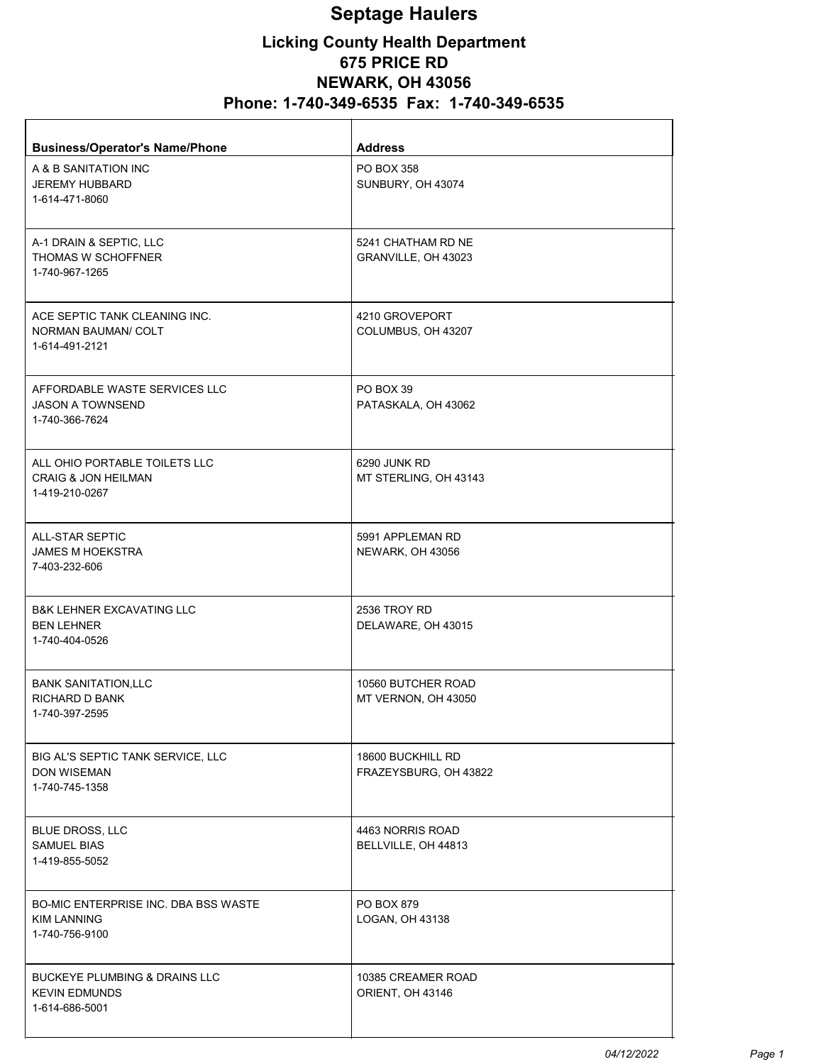# Septage Haulers

## Licking County Health Department
## 675 PRICE RD
## NEWARK, OH 43056
## Phone: 1-740-349-6535 Fax: 1-740-349-6535

| Business/Operator's Name/Phone | Address |
|---|---|
| A & B SANITATION INC<br>JEREMY HUBBARD<br>1-614-471-8060 | PO BOX 358<br>SUNBURY, OH 43074 |
| A-1 DRAIN & SEPTIC, LLC<br>THOMAS W SCHOFFNER<br>1-740-967-1265 | 5241 CHATHAM RD NE<br>GRANVILLE, OH 43023 |
| ACE SEPTIC TANK CLEANING INC.<br>NORMAN BAUMAN/ COLT<br>1-614-491-2121 | 4210 GROVEPORT<br>COLUMBUS, OH 43207 |
| AFFORDABLE WASTE SERVICES LLC<br>JASON A TOWNSEND<br>1-740-366-7624 | PO BOX 39<br>PATASKALA, OH 43062 |
| ALL OHIO PORTABLE TOILETS LLC<br>CRAIG & JON HEILMAN<br>1-419-210-0267 | 6290 JUNK RD<br>MT STERLING, OH 43143 |
| ALL-STAR SEPTIC<br>JAMES M HOEKSTRA<br>7-403-232-606 | 5991 APPLEMAN RD<br>NEWARK, OH 43056 |
| B&K LEHNER EXCAVATING LLC<br>BEN LEHNER<br>1-740-404-0526 | 2536 TROY RD<br>DELAWARE, OH 43015 |
| BANK SANITATION,LLC<br>RICHARD D BANK<br>1-740-397-2595 | 10560 BUTCHER ROAD<br>MT VERNON, OH 43050 |
| BIG AL'S SEPTIC TANK SERVICE, LLC<br>DON WISEMAN<br>1-740-745-1358 | 18600 BUCKHILL RD<br>FRAZEYSBURG, OH 43822 |
| BLUE DROSS, LLC<br>SAMUEL BIAS<br>1-419-855-5052 | 4463 NORRIS ROAD<br>BELLVILLE, OH 44813 |
| BO-MIC ENTERPRISE INC. DBA BSS WASTE<br>KIM LANNING<br>1-740-756-9100 | PO BOX 879<br>LOGAN, OH 43138 |
| BUCKEYE PLUMBING & DRAINS LLC<br>KEVIN EDMUNDS<br>1-614-686-5001 | 10385 CREAMER ROAD<br>ORIENT, OH 43146 |

04/12/2022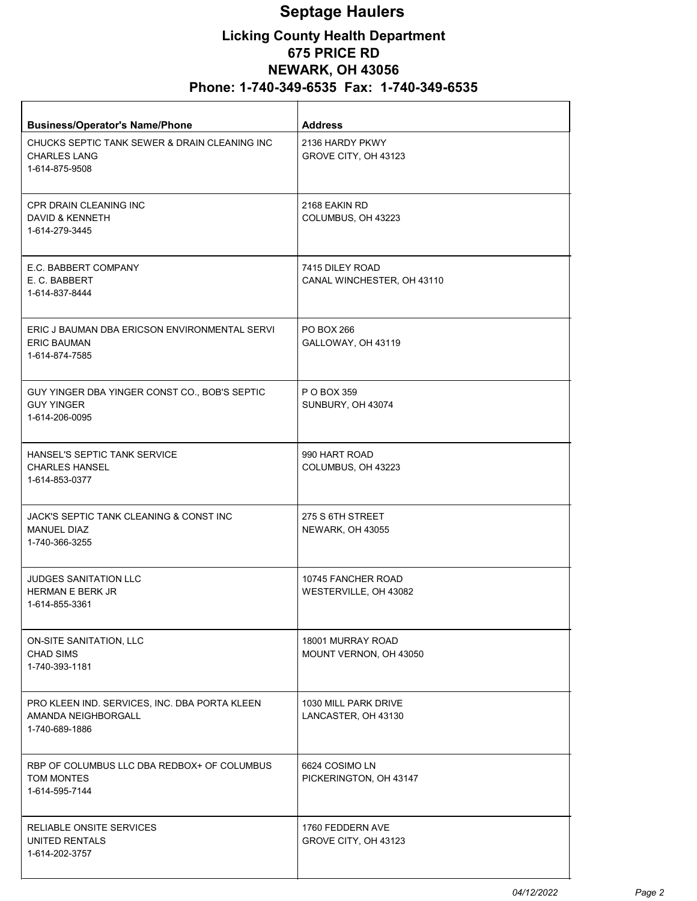# Septage Haulers

## Licking County Health Department
## 675 PRICE RD
## NEWARK, OH 43056
## Phone: 1-740-349-6535 Fax: 1-740-349-6535

| Business/Operator's Name/Phone | Address |
|---|---|
| CHUCKS SEPTIC TANK SEWER & DRAIN CLEANING INC<br>CHARLES LANG<br>1-614-875-9508 | 2136 HARDY PKWY<br>GROVE CITY, OH 43123 |
| CPR DRAIN CLEANING INC<br>DAVID & KENNETH<br>1-614-279-3445 | 2168 EAKIN RD<br>COLUMBUS, OH 43223 |
| E.C. BABBERT COMPANY<br>E. C. BABBERT<br>1-614-837-8444 | 7415 DILEY ROAD<br>CANAL WINCHESTER, OH 43110 |
| ERIC J BAUMAN DBA ERICSON ENVIRONMENTAL SERVI<br>ERIC BAUMAN<br>1-614-874-7585 | PO BOX 266<br>GALLOWAY, OH 43119 |
| GUY YINGER DBA YINGER CONST CO., BOB'S SEPTIC<br>GUY YINGER<br>1-614-206-0095 | P O BOX 359<br>SUNBURY, OH 43074 |
| HANSEL'S SEPTIC TANK SERVICE<br>CHARLES HANSEL<br>1-614-853-0377 | 990 HART ROAD<br>COLUMBUS, OH 43223 |
| JACK'S SEPTIC TANK CLEANING & CONST INC<br>MANUEL DIAZ<br>1-740-366-3255 | 275 S 6TH STREET<br>NEWARK, OH 43055 |
| JUDGES SANITATION LLC<br>HERMAN E BERK JR<br>1-614-855-3361 | 10745 FANCHER ROAD<br>WESTERVILLE, OH 43082 |
| ON-SITE SANITATION, LLC<br>CHAD SIMS<br>1-740-393-1181 | 18001 MURRAY ROAD<br>MOUNT VERNON, OH 43050 |
| PRO KLEEN IND. SERVICES, INC. DBA PORTA KLEEN<br>AMANDA NEIGHBORGALL<br>1-740-689-1886 | 1030 MILL PARK DRIVE<br>LANCASTER, OH 43130 |
| RBP OF COLUMBUS LLC DBA REDBOX+ OF COLUMBUS<br>TOM MONTES<br>1-614-595-7144 | 6624 COSIMO LN<br>PICKERINGTON, OH 43147 |
| RELIABLE ONSITE SERVICES<br>UNITED RENTALS<br>1-614-202-3757 | 1760 FEDDERN AVE<br>GROVE CITY, OH 43123 |

04/12/2022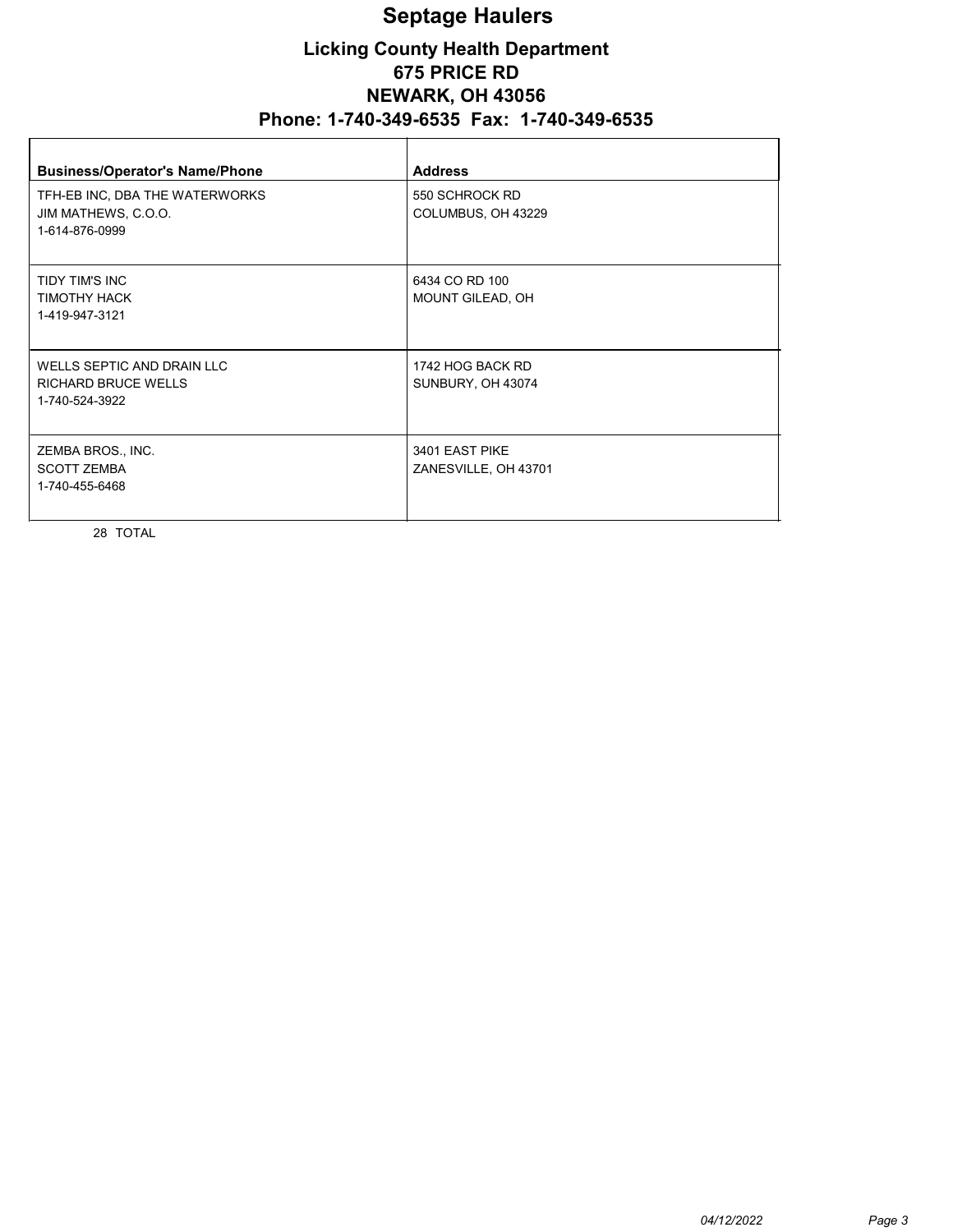# Septage Haulers

## Licking County Health Department
## 675 PRICE RD
## NEWARK, OH 43056
## Phone: 1-740-349-6535 Fax: 1-740-349-6535

| Business/Operator's Name/Phone | Address |
|---|---|
| TFH-EB INC, DBA THE WATERWORKS<br>JIM MATHEWS, C.O.O.<br>1-614-876-0999 | 550 SCHROCK RD<br>COLUMBUS, OH 43229 |
| TIDY TIM'S INC<br>TIMOTHY HACK<br>1-419-947-3121 | 6434 CO RD 100<br>MOUNT GILEAD, OH |
| WELLS SEPTIC AND DRAIN LLC<br>RICHARD BRUCE WELLS<br>1-740-524-3922 | 1742 HOG BACK RD<br>SUNBURY, OH 43074 |
| ZEMBA BROS., INC.<br>SCOTT ZEMBA<br>1-740-455-6468 | 3401 EAST PIKE<br>ZANESVILLE, OH 43701 |

28 TOTAL

*04/12/2022*